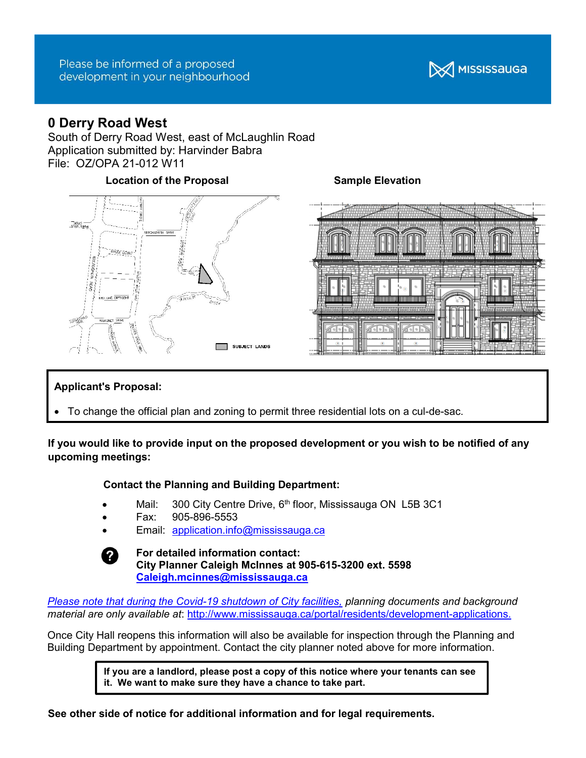Please be informed of a proposed development in your neighbourhood

MISSISSAUGA

# 0 Derry Road West

South of Derry Road West, east of McLaughlin Road
Application submitted by: Harvinder Babra
File: OZ/OPA 21-012 W11

**Location of the Proposal**

**Sample Elevation**

**Applicant's Proposal:**

- To change the official plan and zoning to permit three residential lots on a cul-de-sac.

**If you would like to provide input on the proposed development or you wish to be notified of any upcoming meetings:**

**Contact the Planning and Building Department:**

- Mail: 300 City Centre Drive, 6th floor, Mississauga ON L5B 3C1
- Fax: 905-896-5553
- Email: application.info@mississauga.ca

**For detailed information contact:**
**City Planner Caleigh McInnes at 905-615-3200 ext. 5598**
**Caleigh.mcinnes@mississauga.ca**

*Please note that during the Covid-19 shutdown of City facilities, planning documents and background material are only available at*: http://www.mississauga.ca/portal/residents/development-applications.

Once City Hall reopens this information will also be available for inspection through the Planning and Building Department by appointment. Contact the city planner noted above for more information.

**If you are a landlord, please post a copy of this notice where your tenants can see it. We want to make sure they have a chance to take part.**

**See other side of notice for additional information and for legal requirements.**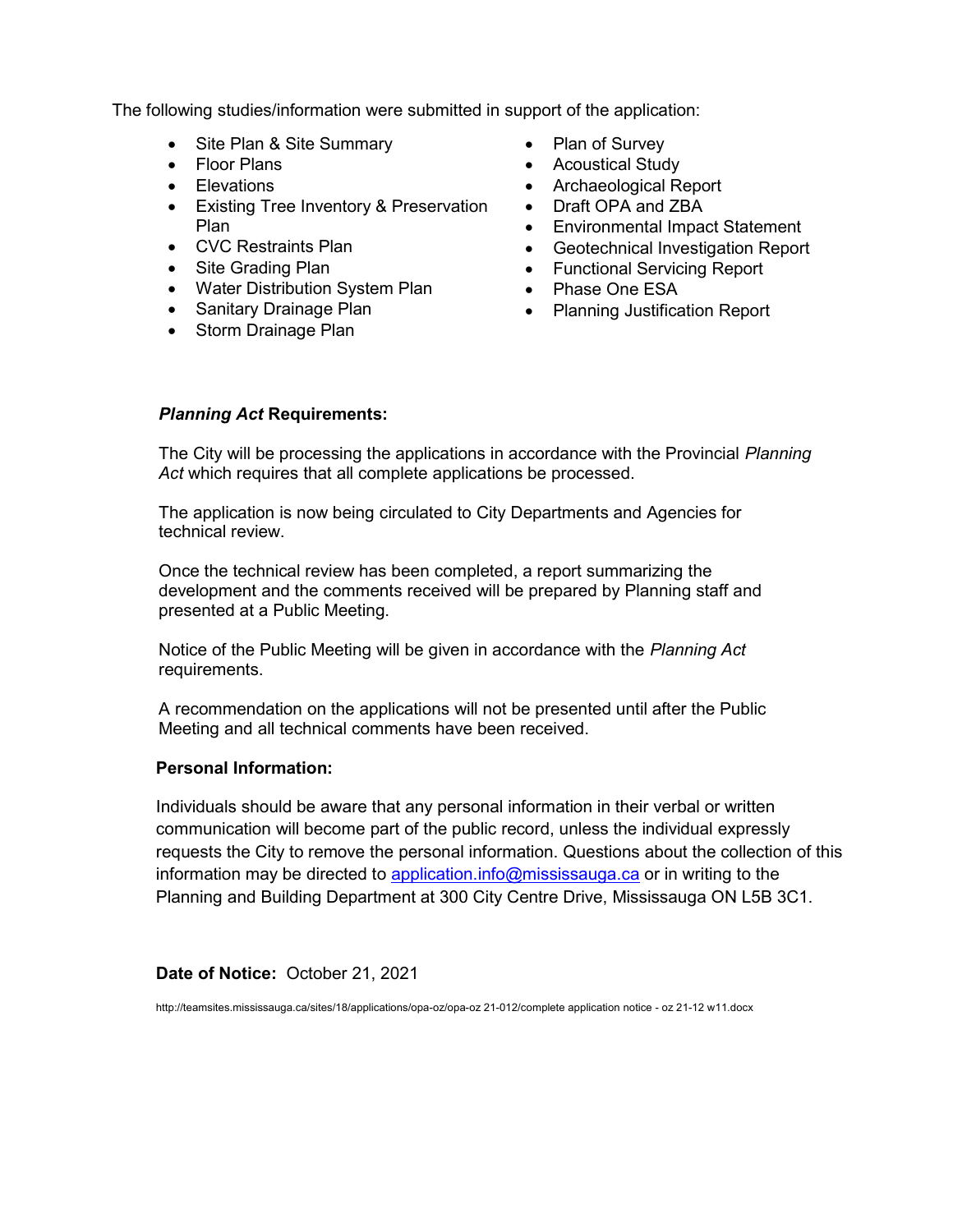The following studies/information were submitted in support of the application:

- Site Plan & Site Summary
- Floor Plans
- Elevations
- Existing Tree Inventory & Preservation Plan
- CVC Restraints Plan
- Site Grading Plan
- Water Distribution System Plan
- Sanitary Drainage Plan
- Storm Drainage Plan
- Plan of Survey
- Acoustical Study
- Archaeological Report
- Draft OPA and ZBA
- Environmental Impact Statement
- Geotechnical Investigation Report
- Functional Servicing Report
- Phase One ESA
- Planning Justification Report

**_Planning Act_ Requirements:**

The City will be processing the applications in accordance with the Provincial *Planning Act* which requires that all complete applications be processed.

The application is now being circulated to City Departments and Agencies for technical review.

Once the technical review has been completed, a report summarizing the development and the comments received will be prepared by Planning staff and presented at a Public Meeting.

Notice of the Public Meeting will be given in accordance with the *Planning Act* requirements.

A recommendation on the applications will not be presented until after the Public Meeting and all technical comments have been received.

**Personal Information:**

Individuals should be aware that any personal information in their verbal or written communication will become part of the public record, unless the individual expressly requests the City to remove the personal information. Questions about the collection of this information may be directed to application.info@mississauga.ca or in writing to the Planning and Building Department at 300 City Centre Drive, Mississauga ON L5B 3C1.

**Date of Notice:** October 21, 2021

http://teamsites.mississauga.ca/sites/18/applications/opa-oz/opa-oz 21-012/complete application notice - oz 21-12 w11.docx